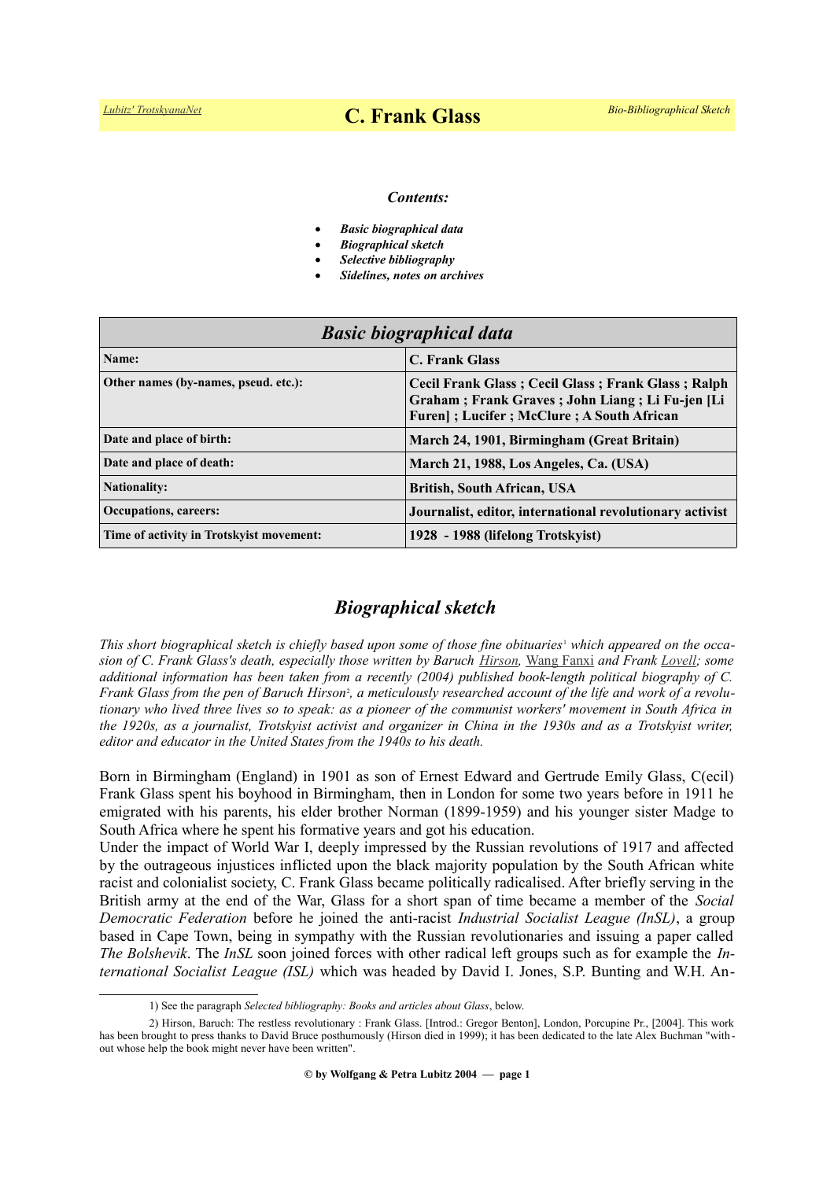# C. Frank Glass

### *Contents:*

- ***Basic biographical data***
- ***Biographical sketch***
- ***Selective bibliography***
- ***Sidelines, notes on archives***

| *Basic biographical data* | |
|---|---|
| **Name:** | **C. Frank Glass** |
| **Other names (by-names, pseud. etc.):** | **Cecil Frank Glass ; Cecil Glass ; Frank Glass ; Ralph Graham ; Frank Graves ; John Liang ; Li Fu-jen [Li Furen] ; Lucifer ; McClure ; A South African** |
| **Date and place of birth:** | **March 24, 1901, Birmingham (Great Britain)** |
| **Date and place of death:** | **March 21, 1988, Los Angeles, Ca. (USA)** |
| **Nationality:** | **British, South African, USA** |
| **Occupations, careers:** | **Journalist, editor, international revolutionary activist** |
| **Time of activity in Trotskyist movement:** | **1928 - 1988 (lifelong Trotskyist)** |

## *Biographical sketch*

*This short biographical sketch is chiefly based upon some of those fine obituaries*[1] *which appeared on the occasion of C. Frank Glass's death, especially those written by Baruch Hirson,* Wang Fanxi *and Frank Lovell; some additional information has been taken from a recently (2004) published book-length political biography of C. Frank Glass from the pen of Baruch Hirson*[2]*, a meticulously researched account of the life and work of a revolutionary who lived three lives so to speak: as a pioneer of the communist workers' movement in South Africa in the 1920s, as a journalist, Trotskyist activist and organizer in China in the 1930s and as a Trotskyist writer, editor and educator in the United States from the 1940s to his death.*

Born in Birmingham (England) in 1901 as son of Ernest Edward and Gertrude Emily Glass, C(ecil) Frank Glass spent his boyhood in Birmingham, then in London for some two years before in 1911 he emigrated with his parents, his elder brother Norman (1899-1959) and his younger sister Madge to South Africa where he spent his formative years and got his education.

Under the impact of World War I, deeply impressed by the Russian revolutions of 1917 and affected by the outrageous injustices inflicted upon the black majority population by the South African white racist and colonialist society, C. Frank Glass became politically radicalised. After briefly serving in the British army at the end of the War, Glass for a short span of time became a member of the *Social Democratic Federation* before he joined the anti-racist *Industrial Socialist League (InSL)*, a group based in Cape Town, being in sympathy with the Russian revolutionaries and issuing a paper called *The Bolshevik*. The *InSL* soon joined forces with other radical left groups such as for example the *International Socialist League (ISL)* which was headed by David I. Jones, S.P. Bunting and W.H. An-

---

1) See the paragraph *Selected bibliography: Books and articles about Glass*, below.

2) Hirson, Baruch: The restless revolutionary : Frank Glass. [Introd.: Gregor Benton], London, Porcupine Pr., [2004]. This work has been brought to press thanks to David Bruce posthumously (Hirson died in 1999); it has been dedicated to the late Alex Buchman "without whose help the book might never have been written".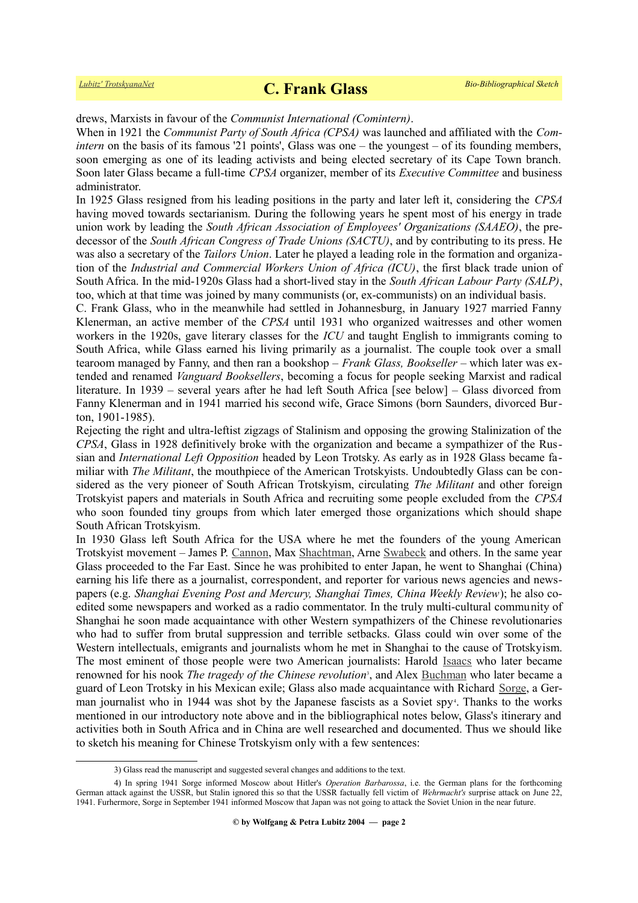drews, Marxists in favour of the *Communist International (Comintern)*.

When in 1921 the *Communist Party of South Africa (CPSA)* was launched and affiliated with the *Comintern* on the basis of its famous '21 points', Glass was one – the youngest – of its founding members, soon emerging as one of its leading activists and being elected secretary of its Cape Town branch. Soon later Glass became a full-time *CPSA* organizer, member of its *Executive Committee* and business administrator.

In 1925 Glass resigned from his leading positions in the party and later left it, considering the *CPSA* having moved towards sectarianism. During the following years he spent most of his energy in trade union work by leading the *South African Association of Employees' Organizations (SAAEO)*, the predecessor of the *South African Congress of Trade Unions (SACTU)*, and by contributing to its press. He was also a secretary of the *Tailors Union*. Later he played a leading role in the formation and organization of the *Industrial and Commercial Workers Union of Africa (ICU)*, the first black trade union of South Africa. In the mid-1920s Glass had a short-lived stay in the *South African Labour Party (SALP)*, too, which at that time was joined by many communists (or, ex-communists) on an individual basis.

C. Frank Glass, who in the meanwhile had settled in Johannesburg, in January 1927 married Fanny Klenerman, an active member of the *CPSA* until 1931 who organized waitresses and other women workers in the 1920s, gave literary classes for the *ICU* and taught English to immigrants coming to South Africa, while Glass earned his living primarily as a journalist. The couple took over a small tearoom managed by Fanny, and then ran a bookshop – *Frank Glass, Bookseller* – which later was extended and renamed *Vanguard Booksellers*, becoming a focus for people seeking Marxist and radical literature. In 1939 – several years after he had left South Africa [see below] – Glass divorced from Fanny Klenerman and in 1941 married his second wife, Grace Simons (born Saunders, divorced Burton, 1901-1985).

Rejecting the right and ultra-leftist zigzags of Stalinism and opposing the growing Stalinization of the *CPSA*, Glass in 1928 definitively broke with the organization and became a sympathizer of the Russian and *International Left Opposition* headed by Leon Trotsky. As early as in 1928 Glass became familiar with *The Militant*, the mouthpiece of the American Trotskyists. Undoubtedly Glass can be considered as the very pioneer of South African Trotskyism, circulating *The Militant* and other foreign Trotskyist papers and materials in South Africa and recruiting some people excluded from the *CPSA* who soon founded tiny groups from which later emerged those organizations which should shape South African Trotskyism.

In 1930 Glass left South Africa for the USA where he met the founders of the young American Trotskyist movement – James P. Cannon, Max Shachtman, Arne Swabeck and others. In the same year Glass proceeded to the Far East. Since he was prohibited to enter Japan, he went to Shanghai (China) earning his life there as a journalist, correspondent, and reporter for various news agencies and newspapers (e.g. *Shanghai Evening Post and Mercury, Shanghai Times, China Weekly Review*); he also co-edited some newspapers and worked as a radio commentator. In the truly multi-cultural community of Shanghai he soon made acquaintance with other Western sympathizers of the Chinese revolutionaries who had to suffer from brutal suppression and terrible setbacks. Glass could win over some of the Western intellectuals, emigrants and journalists whom he met in Shanghai to the cause of Trotskyism. The most eminent of those people were two American journalists: Harold Isaacs who later became renowned for his nook *The tragedy of the Chinese revolution*[3], and Alex Buchman who later became a guard of Leon Trotsky in his Mexican exile; Glass also made acquaintance with Richard Sorge, a German journalist who in 1944 was shot by the Japanese fascists as a Soviet spy[4]. Thanks to the works mentioned in our introductory note above and in the bibliographical notes below, Glass's itinerary and activities both in South Africa and in China are well researched and documented. Thus we should like to sketch his meaning for Chinese Trotskyism only with a few sentences:

---

3) Glass read the manuscript and suggested several changes and additions to the text.

4) In spring 1941 Sorge informed Moscow about Hitler's *Operation Barbarossa*, i.e. the German plans for the forthcoming German attack against the USSR, but Stalin ignored this so that the USSR factually fell victim of *Wehrmacht's* surprise attack on June 22, 1941. Furhermore, Sorge in September 1941 informed Moscow that Japan was not going to attack the Soviet Union in the near future.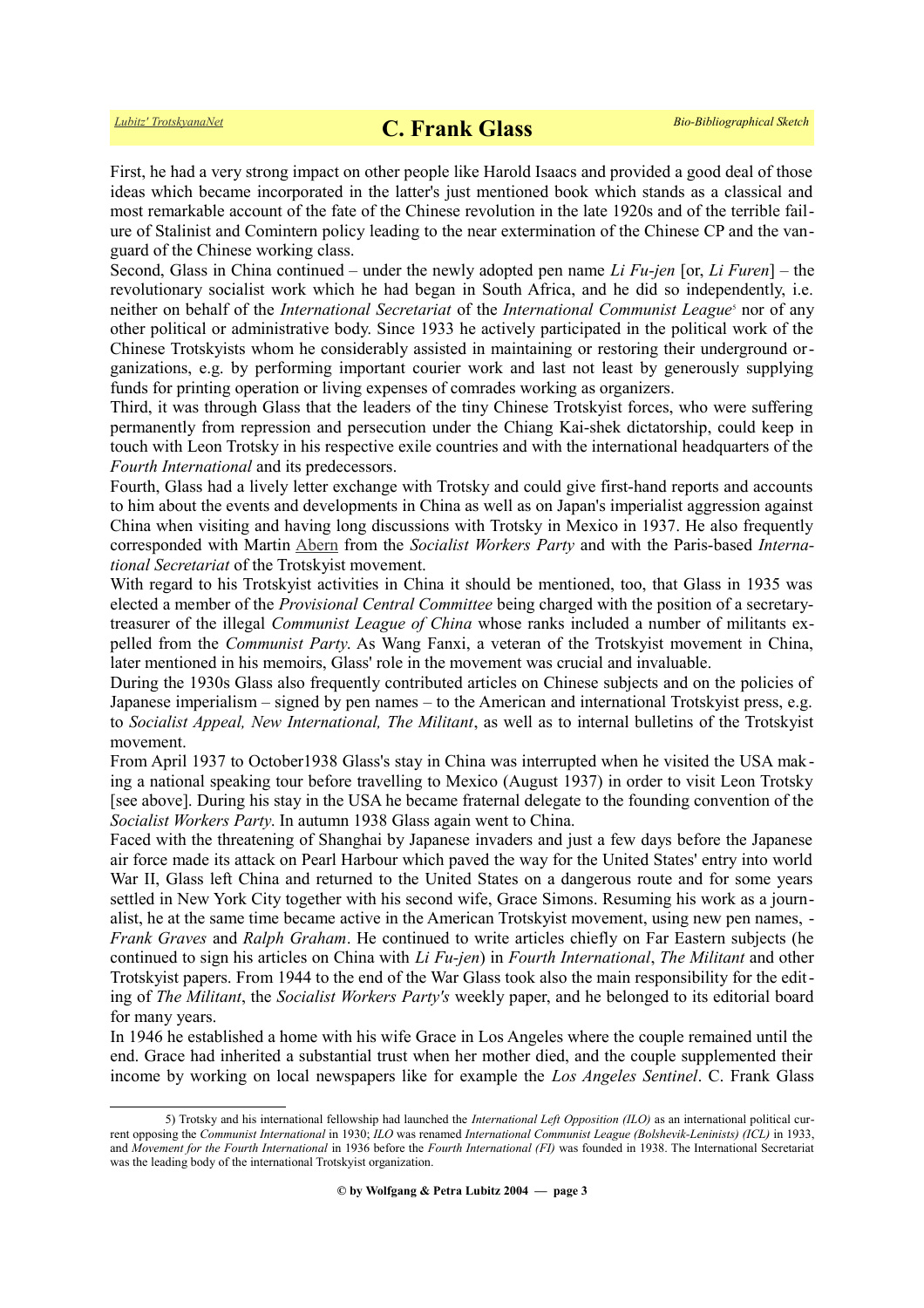First, he had a very strong impact on other people like Harold Isaacs and provided a good deal of those ideas which became incorporated in the latter's just mentioned book which stands as a classical and most remarkable account of the fate of the Chinese revolution in the late 1920s and of the terrible failure of Stalinist and Comintern policy leading to the near extermination of the Chinese CP and the vanguard of the Chinese working class.

Second, Glass in China continued – under the newly adopted pen name *Li Fu-jen* [or, *Li Furen*] – the revolutionary socialist work which he had began in South Africa, and he did so independently, i.e. neither on behalf of the *International Secretariat* of the *International Communist League*[5] nor of any other political or administrative body. Since 1933 he actively participated in the political work of the Chinese Trotskyists whom he considerably assisted in maintaining or restoring their underground organizations, e.g. by performing important courier work and last not least by generously supplying funds for printing operation or living expenses of comrades working as organizers.

Third, it was through Glass that the leaders of the tiny Chinese Trotskyist forces, who were suffering permanently from repression and persecution under the Chiang Kai-shek dictatorship, could keep in touch with Leon Trotsky in his respective exile countries and with the international headquarters of the *Fourth International* and its predecessors.

Fourth, Glass had a lively letter exchange with Trotsky and could give first-hand reports and accounts to him about the events and developments in China as well as on Japan's imperialist aggression against China when visiting and having long discussions with Trotsky in Mexico in 1937. He also frequently corresponded with Martin Abern from the *Socialist Workers Party* and with the Paris-based *International Secretariat* of the Trotskyist movement.

With regard to his Trotskyist activities in China it should be mentioned, too, that Glass in 1935 was elected a member of the *Provisional Central Committee* being charged with the position of a secretary-treasurer of the illegal *Communist League of China* whose ranks included a number of militants expelled from the *Communist Party*. As Wang Fanxi, a veteran of the Trotskyist movement in China, later mentioned in his memoirs, Glass' role in the movement was crucial and invaluable.

During the 1930s Glass also frequently contributed articles on Chinese subjects and on the policies of Japanese imperialism – signed by pen names – to the American and international Trotskyist press, e.g. to *Socialist Appeal, New International, The Militant*, as well as to internal bulletins of the Trotskyist movement.

From April 1937 to October1938 Glass's stay in China was interrupted when he visited the USA making a national speaking tour before travelling to Mexico (August 1937) in order to visit Leon Trotsky [see above]. During his stay in the USA he became fraternal delegate to the founding convention of the *Socialist Workers Party*. In autumn 1938 Glass again went to China.

Faced with the threatening of Shanghai by Japanese invaders and just a few days before the Japanese air force made its attack on Pearl Harbour which paved the way for the United States' entry into world War II, Glass left China and returned to the United States on a dangerous route and for some years settled in New York City together with his second wife, Grace Simons. Resuming his work as a journalist, he at the same time became active in the American Trotskyist movement, using new pen names, - *Frank Graves* and *Ralph Graham*. He continued to write articles chiefly on Far Eastern subjects (he continued to sign his articles on China with *Li Fu-jen*) in *Fourth International*, *The Militant* and other Trotskyist papers. From 1944 to the end of the War Glass took also the main responsibility for the editing of *The Militant*, the *Socialist Workers Party's* weekly paper, and he belonged to its editorial board for many years.

In 1946 he established a home with his wife Grace in Los Angeles where the couple remained until the end. Grace had inherited a substantial trust when her mother died, and the couple supplemented their income by working on local newspapers like for example the *Los Angeles Sentinel*. C. Frank Glass

---

5) Trotsky and his international fellowship had launched the *International Left Opposition (ILO)* as an international political current opposing the *Communist International* in 1930; *ILO* was renamed *International Communist League (Bolshevik-Leninists) (ICL)* in 1933, and *Movement for the Fourth International* in 1936 before the *Fourth International (FI)* was founded in 1938. The International Secretariat was the leading body of the international Trotskyist organization.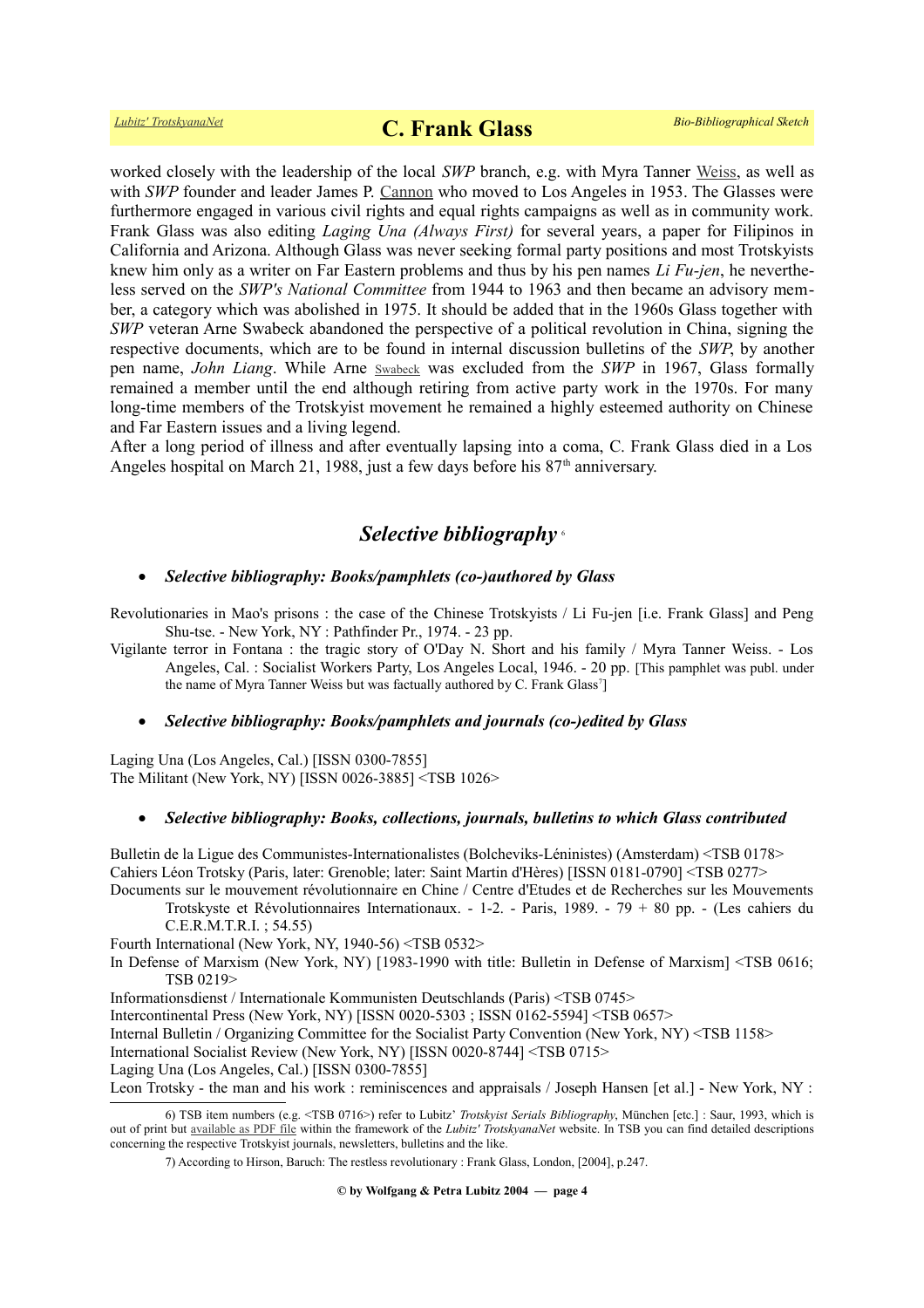worked closely with the leadership of the local *SWP* branch, e.g. with Myra Tanner Weiss, as well as with *SWP* founder and leader James P. Cannon who moved to Los Angeles in 1953. The Glasses were furthermore engaged in various civil rights and equal rights campaigns as well as in community work. Frank Glass was also editing *Laging Una (Always First)* for several years, a paper for Filipinos in California and Arizona. Although Glass was never seeking formal party positions and most Trotskyists knew him only as a writer on Far Eastern problems and thus by his pen names *Li Fu-jen*, he nevertheless served on the *SWP's National Committee* from 1944 to 1963 and then became an advisory member, a category which was abolished in 1975. It should be added that in the 1960s Glass together with *SWP* veteran Arne Swabeck abandoned the perspective of a political revolution in China, signing the respective documents, which are to be found in internal discussion bulletins of the *SWP*, by another pen name, *John Liang*. While Arne Swabeck was excluded from the *SWP* in 1967, Glass formally remained a member until the end although retiring from active party work in the 1970s. For many long-time members of the Trotskyist movement he remained a highly esteemed authority on Chinese and Far Eastern issues and a living legend.

After a long period of illness and after eventually lapsing into a coma, C. Frank Glass died in a Los Angeles hospital on March 21, 1988, just a few days before his 87th anniversary.

## *Selective bibliography* [6]

- ***Selective bibliography: Books/pamphlets (co-)authored by Glass***

Revolutionaries in Mao's prisons : the case of the Chinese Trotskyists / Li Fu-jen [i.e. Frank Glass] and Peng Shu-tse. - New York, NY : Pathfinder Pr., 1974. - 23 pp.

Vigilante terror in Fontana : the tragic story of O'Day N. Short and his family / Myra Tanner Weiss. - Los Angeles, Cal. : Socialist Workers Party, Los Angeles Local, 1946. - 20 pp. [This pamphlet was publ. under the name of Myra Tanner Weiss but was factually authored by C. Frank Glass[7]]

- ***Selective bibliography: Books/pamphlets and journals (co-)edited by Glass***

Laging Una (Los Angeles, Cal.) [ISSN 0300-7855]
The Militant (New York, NY) [ISSN 0026-3885] <TSB 1026>

- ***Selective bibliography: Books, collections, journals, bulletins to which Glass contributed***

Bulletin de la Ligue des Communistes-Internationalistes (Bolcheviks-Léninistes) (Amsterdam) <TSB 0178>
Cahiers Léon Trotsky (Paris, later: Grenoble; later: Saint Martin d'Hères) [ISSN 0181-0790] <TSB 0277>
Documents sur le mouvement révolutionnaire en Chine / Centre d'Etudes et de Recherches sur les Mouvements Trotskyste et Révolutionnaires Internationaux. - 1-2. - Paris, 1989. - 79 + 80 pp. - (Les cahiers du C.E.R.M.T.R.I. ; 54.55)
Fourth International (New York, NY, 1940-56) <TSB 0532>
In Defense of Marxism (New York, NY) [1983-1990 with title: Bulletin in Defense of Marxism] <TSB 0616; TSB 0219>
Informationsdienst / Internationale Kommunisten Deutschlands (Paris) <TSB 0745>
Intercontinental Press (New York, NY) [ISSN 0020-5303 ; ISSN 0162-5594] <TSB 0657>
Internal Bulletin / Organizing Committee for the Socialist Party Convention (New York, NY) <TSB 1158>
International Socialist Review (New York, NY) [ISSN 0020-8744] <TSB 0715>
Laging Una (Los Angeles, Cal.) [ISSN 0300-7855]
Leon Trotsky - the man and his work : reminiscences and appraisals / Joseph Hansen [et al.] - New York, NY :

---

6) TSB item numbers (e.g. <TSB 0716>) refer to Lubitz' *Trotskyist Serials Bibliography*, München [etc.] : Saur, 1993, which is out of print but available as PDF file within the framework of the *Lubitz' TrotskyanaNet* website. In TSB you can find detailed descriptions concerning the respective Trotskyist journals, newsletters, bulletins and the like.

7) According to Hirson, Baruch: The restless revolutionary : Frank Glass, London, [2004], p.247.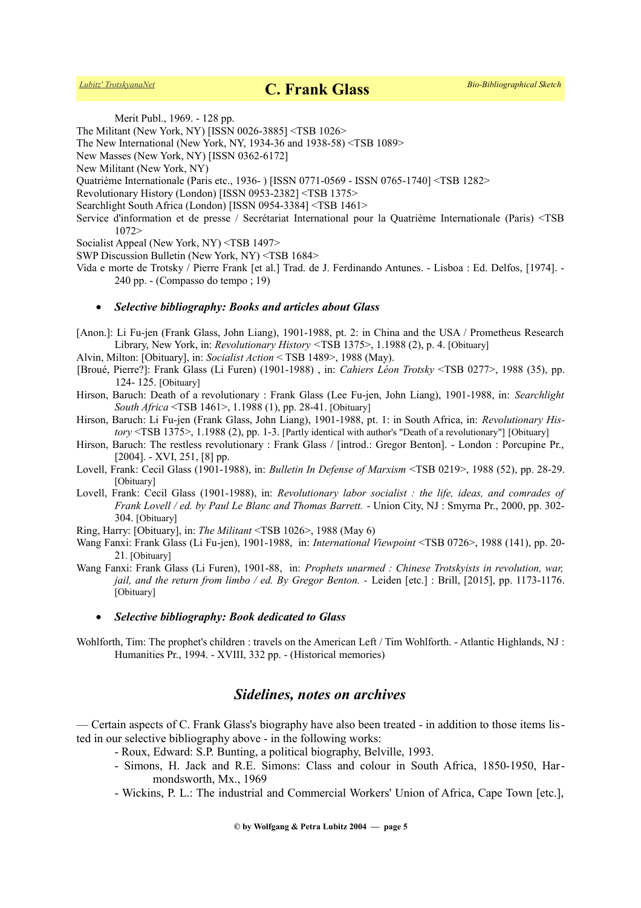Merit Publ., 1969. - 128 pp.

The Militant (New York, NY) [ISSN 0026-3885] <TSB 1026>

The New International (New York, NY, 1934-36 and 1938-58) <TSB 1089>

New Masses (New York, NY) [ISSN 0362-6172]

New Militant (New York, NY)

Quatrième Internationale (Paris etc., 1936- ) [ISSN 0771-0569 - ISSN 0765-1740] <TSB 1282>

Revolutionary History (London) [ISSN 0953-2382] <TSB 1375>

Searchlight South Africa (London) [ISSN 0954-3384] <TSB 1461>

Service d'information et de presse / Secrétariat International pour la Quatrième Internationale (Paris) <TSB 1072>

Socialist Appeal (New York, NY) <TSB 1497>

SWP Discussion Bulletin (New York, NY) <TSB 1684>

Vida e morte de Trotsky / Pierre Frank [et al.] Trad. de J. Ferdinando Antunes. - Lisboa : Ed. Delfos, [1974]. - 240 pp. - (Compasso do tempo ; 19)

- ***Selective bibliography: Books and articles about Glass***

[Anon.]: Li Fu-jen (Frank Glass, John Liang), 1901-1988, pt. 2: in China and the USA / Prometheus Research Library, New York, in: *Revolutionary History* <TSB 1375>, 1.1988 (2), p. 4. [Obituary]

Alvin, Milton: [Obituary], in: *Socialist Action* < TSB 1489>, 1988 (May).

[Broué, Pierre?]: Frank Glass (Li Furen) (1901-1988) , in: *Cahiers Léon Trotsky* <TSB 0277>, 1988 (35), pp. 124- 125. [Obituary]

Hirson, Baruch: Death of a revolutionary : Frank Glass (Lee Fu-jen, John Liang), 1901-1988, in: *Searchlight South Africa* <TSB 1461>, 1.1988 (1), pp. 28-41. [Obituary]

Hirson, Baruch: Li Fu-jen (Frank Glass, John Liang), 1901-1988, pt. 1: in South Africa, in: *Revolutionary History* <TSB 1375>, 1.1988 (2), pp. 1-3. [Partly identical with author's "Death of a revolutionary"] [Obituary]

Hirson, Baruch: The restless revolutionary : Frank Glass / [introd.: Gregor Benton]. - London : Porcupine Pr., [2004]. - XVI, 251, [8] pp.

Lovell, Frank: Cecil Glass (1901-1988), in: *Bulletin In Defense of Marxism* <TSB 0219>, 1988 (52), pp. 28-29. [Obituary]

Lovell, Frank: Cecil Glass (1901-1988), in: *Revolutionary labor socialist : the life, ideas, and comrades of Frank Lovell / ed. by Paul Le Blanc and Thomas Barrett.* - Union City, NJ : Smyrna Pr., 2000, pp. 302-304. [Obituary]

Ring, Harry: [Obituary], in: *The Militant* <TSB 1026>, 1988 (May 6)

Wang Fanxi: Frank Glass (Li Fu-jen), 1901-1988, in: *International Viewpoint* <TSB 0726>, 1988 (141), pp. 20-21. [Obituary]

Wang Fanxi: Frank Glass (Li Furen), 1901-88, in: *Prophets unarmed : Chinese Trotskyists in revolution, war, jail, and the return from limbo / ed. By Gregor Benton. -* Leiden [etc.] : Brill, [2015], pp. 1173-1176. [Obituary]

- ***Selective bibliography: Book dedicated to Glass***

Wohlforth, Tim: The prophet's children : travels on the American Left / Tim Wohlforth. - Atlantic Highlands, NJ : Humanities Pr., 1994. - XVIII, 332 pp. - (Historical memories)

## *Sidelines, notes on archives*

— Certain aspects of C. Frank Glass's biography have also been treated - in addition to those items listed in our selective bibliography above - in the following works:

- Roux, Edward: S.P. Bunting, a political biography, Belville, 1993.
- Simons, H. Jack and R.E. Simons: Class and colour in South Africa, 1850-1950, Harmondsworth, Mx., 1969
- Wickins, P. L.: The industrial and Commercial Workers' Union of Africa, Cape Town [etc.],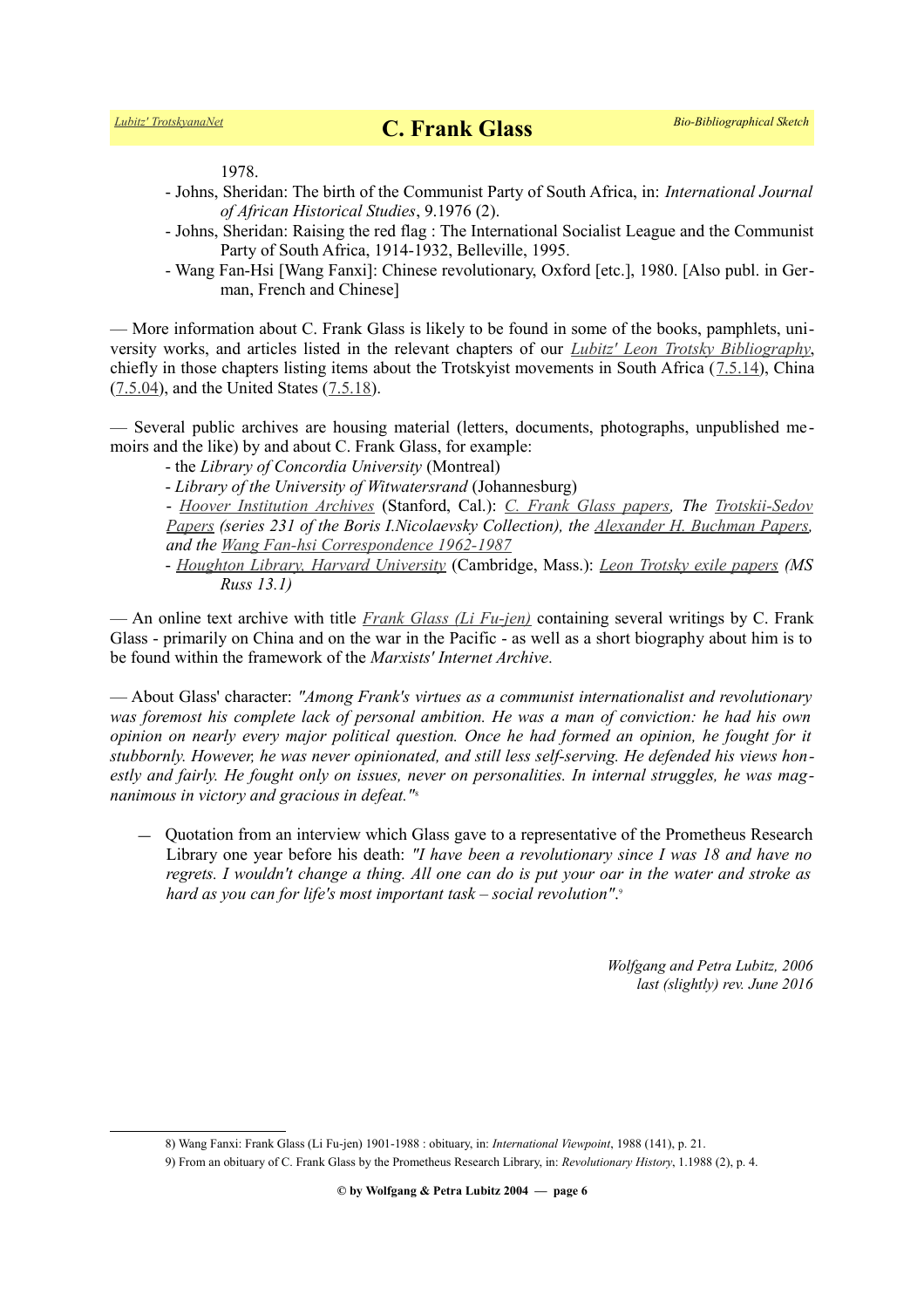1978.

- Johns, Sheridan: The birth of the Communist Party of South Africa, in: *International Journal of African Historical Studies*, 9.1976 (2).
- Johns, Sheridan: Raising the red flag : The International Socialist League and the Communist Party of South Africa, 1914-1932, Belleville, 1995.
- Wang Fan-Hsi [Wang Fanxi]: Chinese revolutionary, Oxford [etc.], 1980. [Also publ. in German, French and Chinese]

— More information about C. Frank Glass is likely to be found in some of the books, pamphlets, university works, and articles listed in the relevant chapters of our *Lubitz' Leon Trotsky Bibliography*, chiefly in those chapters listing items about the Trotskyist movements in South Africa (7.5.14), China (7.5.04), and the United States (7.5.18).

— Several public archives are housing material (letters, documents, photographs, unpublished memoirs and the like) by and about C. Frank Glass, for example:

- the *Library of Concordia University* (Montreal)
- *Library of the University of Witwatersrand* (Johannesburg)
- *Hoover Institution Archives* (Stanford, Cal.): *C. Frank Glass papers, The Trotskii-Sedov Papers (series 231 of the Boris I.Nicolaevsky Collection), the Alexander H. Buchman Papers, and the Wang Fan-hsi Correspondence 1962-1987*
- *Houghton Library, Harvard University* (Cambridge, Mass.): *Leon Trotsky exile papers (MS Russ 13.1)*

— An online text archive with title *Frank Glass (Li Fu-jen)* containing several writings by C. Frank Glass - primarily on China and on the war in the Pacific - as well as a short biography about him is to be found within the framework of the *Marxists' Internet Archive.*

— About Glass' character: *"Among Frank's virtues as a communist internationalist and revolutionary was foremost his complete lack of personal ambition. He was a man of conviction: he had his own opinion on nearly every major political question. Once he had formed an opinion, he fought for it stubbornly. However, he was never opinionated, and still less self-serving. He defended his views honestly and fairly. He fought only on issues, never on personalities. In internal struggles, he was magnanimous in victory and gracious in defeat."*[8]

— Quotation from an interview which Glass gave to a representative of the Prometheus Research Library one year before his death: *"I have been a revolutionary since I was 18 and have no regrets. I wouldn't change a thing. All one can do is put your oar in the water and stroke as hard as you can for life's most important task – social revolution"*.[9]

*Wolfgang and Petra Lubitz, 2006*
*last (slightly) rev. June 2016*

8) Wang Fanxi: Frank Glass (Li Fu-jen) 1901-1988 : obituary, in: *International Viewpoint*, 1988 (141), p. 21.

9) From an obituary of C. Frank Glass by the Prometheus Research Library, in: *Revolutionary History*, 1.1988 (2), p. 4.